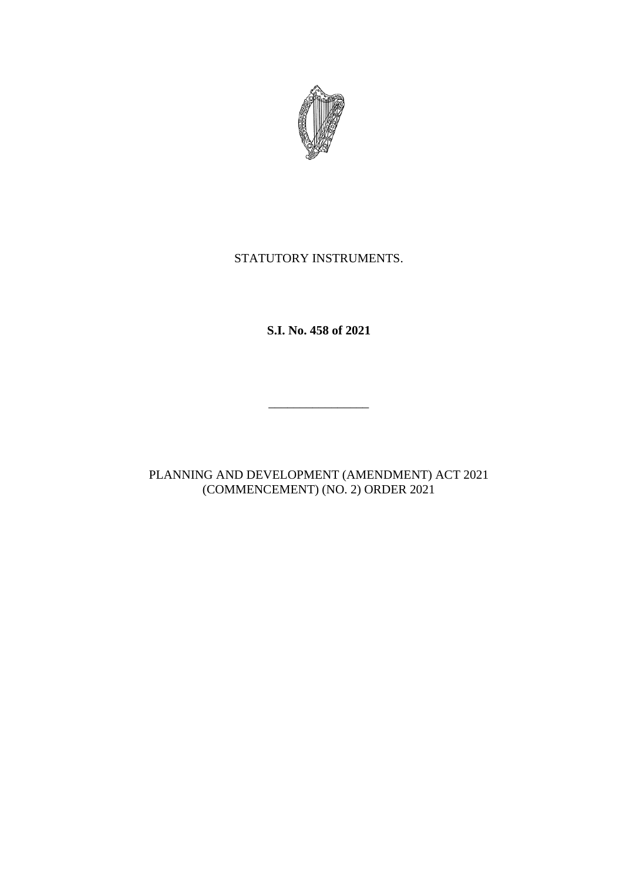STATUTORY INSTRUMENTS.

**S.I. No. 458 of 2021**

---

PLANNING AND DEVELOPMENT (AMENDMENT) ACT 2021 (COMMENCEMENT) (NO. 2) ORDER 2021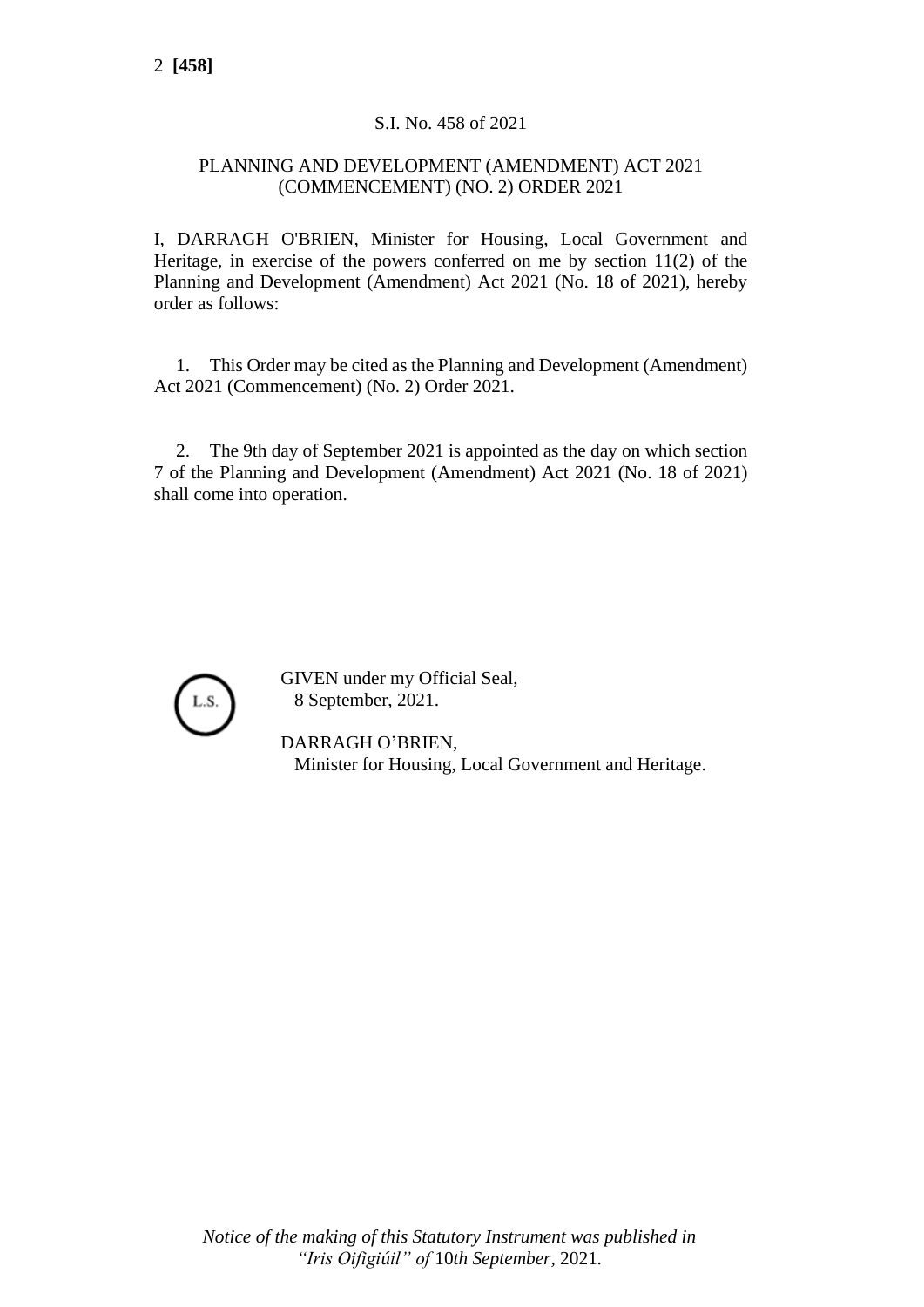S.I. No. 458 of 2021

PLANNING AND DEVELOPMENT (AMENDMENT) ACT 2021 (COMMENCEMENT) (NO. 2) ORDER 2021

I, DARRAGH O'BRIEN, Minister for Housing, Local Government and Heritage, in exercise of the powers conferred on me by section 11(2) of the Planning and Development (Amendment) Act 2021 (No. 18 of 2021), hereby order as follows:

1. This Order may be cited as the Planning and Development (Amendment) Act 2021 (Commencement) (No. 2) Order 2021.

2. The 9th day of September 2021 is appointed as the day on which section 7 of the Planning and Development (Amendment) Act 2021 (No. 18 of 2021) shall come into operation.

L.S.

GIVEN under my Official Seal,
8 September, 2021.

DARRAGH O'BRIEN,
Minister for Housing, Local Government and Heritage.

*Notice of the making of this Statutory Instrument was published in "Iris Oifigiúil" of* 10*th September*, 2021.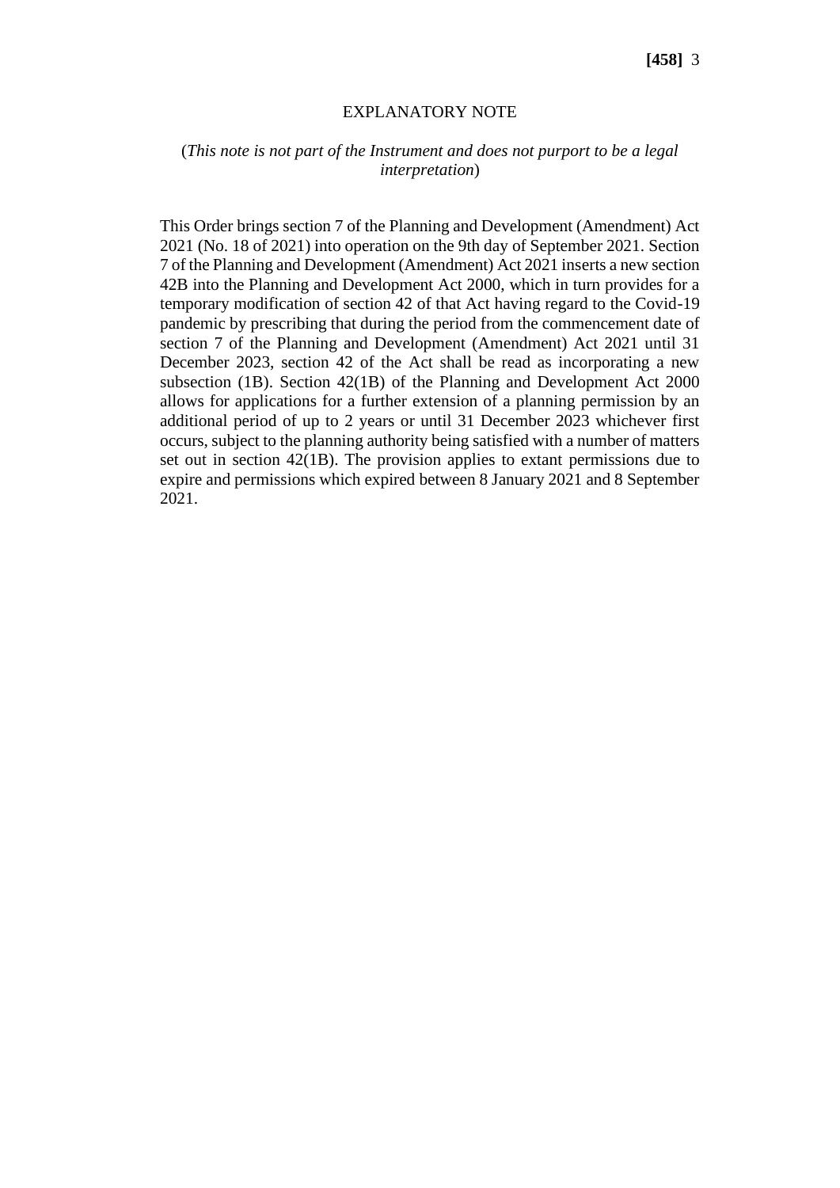EXPLANATORY NOTE

(*This note is not part of the Instrument and does not purport to be a legal interpretation*)

This Order brings section 7 of the Planning and Development (Amendment) Act 2021 (No. 18 of 2021) into operation on the 9th day of September 2021. Section 7 of the Planning and Development (Amendment) Act 2021 inserts a new section 42B into the Planning and Development Act 2000, which in turn provides for a temporary modification of section 42 of that Act having regard to the Covid-19 pandemic by prescribing that during the period from the commencement date of section 7 of the Planning and Development (Amendment) Act 2021 until 31 December 2023, section 42 of the Act shall be read as incorporating a new subsection (1B). Section 42(1B) of the Planning and Development Act 2000 allows for applications for a further extension of a planning permission by an additional period of up to 2 years or until 31 December 2023 whichever first occurs, subject to the planning authority being satisfied with a number of matters set out in section 42(1B). The provision applies to extant permissions due to expire and permissions which expired between 8 January 2021 and 8 September 2021.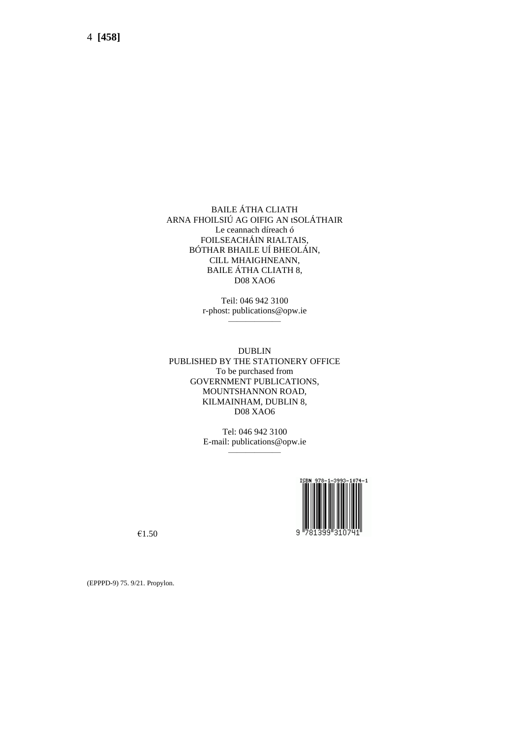BAILE ÁTHA CLIATH
ARNA FHOILSIÚ AG OIFIG AN tSOLÁTHAIR
Le ceannach díreach ó
FOILSEACHÁIN RIALTAIS,
BÓTHAR BHAILE UÍ BHEOLÁIN,
CILL MHAIGHNEANN,
BAILE ÁTHA CLIATH 8,
D08 XAO6

Teil: 046 942 3100
r-phost: publications@opw.ie

---

DUBLIN
PUBLISHED BY THE STATIONERY OFFICE
To be purchased from
GOVERNMENT PUBLICATIONS,
MOUNTSHANNON ROAD,
KILMAINHAM, DUBLIN 8,
D08 XAO6

Tel: 046 942 3100
E-mail: publications@opw.ie

---

ISBN 978-1-3993-1074-1

9 781399 310741

€1.50

(EPPPD-9) 75. 9/21. Propylon.